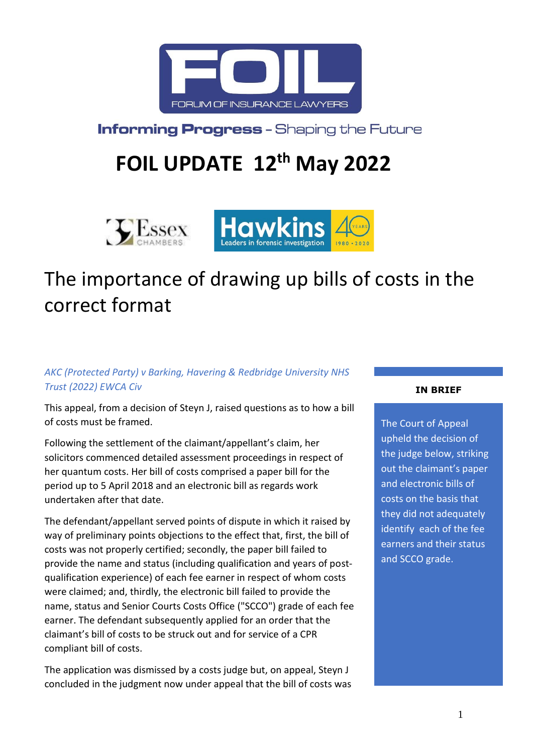FORUM OF INSURANCE LAWYERS

**Informing Progress** - Shaping the Future

# FOIL UPDATE 12th May 2022

## The importance of drawing up bills of costs in the correct format

*AKC (Protected Party) v Barking, Havering & Redbridge University NHS Trust (2022) EWCA Civ*

This appeal, from a decision of Steyn J, raised questions as to how a bill of costs must be framed.

Following the settlement of the claimant/appellant's claim, her solicitors commenced detailed assessment proceedings in respect of her quantum costs. Her bill of costs comprised a paper bill for the period up to 5 April 2018 and an electronic bill as regards work undertaken after that date.

The defendant/appellant served points of dispute in which it raised by way of preliminary points objections to the effect that, first, the bill of costs was not properly certified; secondly, the paper bill failed to provide the name and status (including qualification and years of post-qualification experience) of each fee earner in respect of whom costs were claimed; and, thirdly, the electronic bill failed to provide the name, status and Senior Courts Costs Office ("SCCO") grade of each fee earner. The defendant subsequently applied for an order that the claimant's bill of costs to be struck out and for service of a CPR compliant bill of costs.

The application was dismissed by a costs judge but, on appeal, Steyn J concluded in the judgment now under appeal that the bill of costs was

**IN BRIEF**

The Court of Appeal upheld the decision of the judge below, striking out the claimant's paper and electronic bills of costs on the basis that they did not adequately identify each of the fee earners and their status and SCCO grade.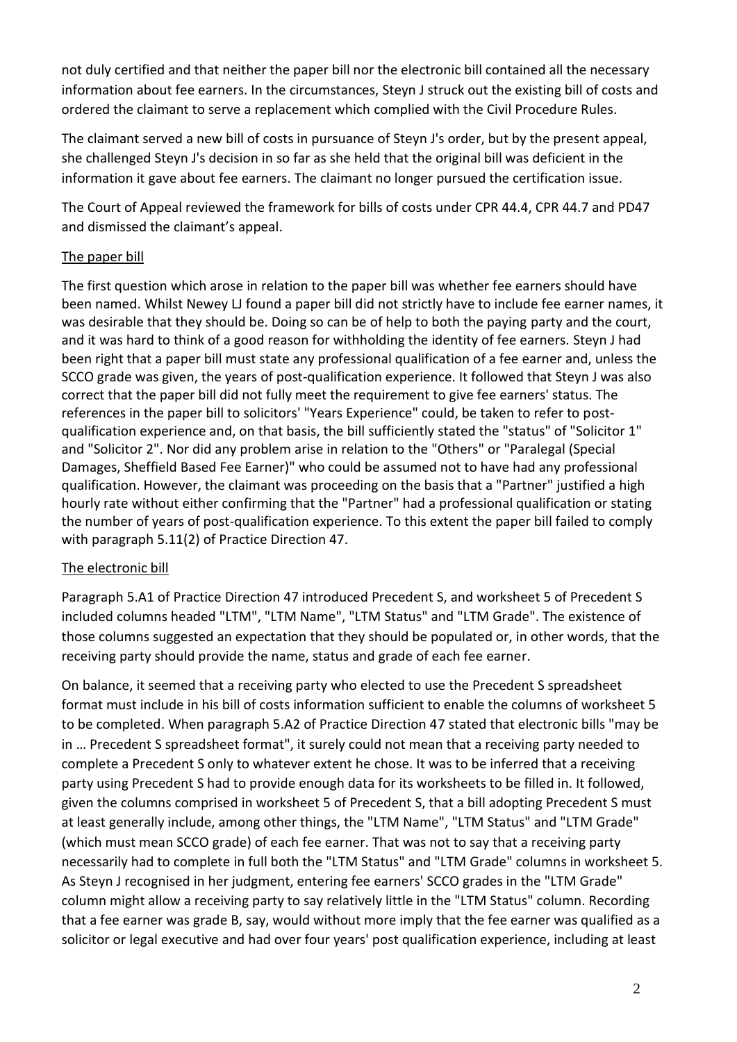not duly certified and that neither the paper bill nor the electronic bill contained all the necessary information about fee earners. In the circumstances, Steyn J struck out the existing bill of costs and ordered the claimant to serve a replacement which complied with the Civil Procedure Rules.

The claimant served a new bill of costs in pursuance of Steyn J's order, but by the present appeal, she challenged Steyn J's decision in so far as she held that the original bill was deficient in the information it gave about fee earners. The claimant no longer pursued the certification issue.

The Court of Appeal reviewed the framework for bills of costs under CPR 44.4, CPR 44.7 and PD47 and dismissed the claimant's appeal.

## The paper bill

The first question which arose in relation to the paper bill was whether fee earners should have been named. Whilst Newey LJ found a paper bill did not strictly have to include fee earner names, it was desirable that they should be. Doing so can be of help to both the paying party and the court, and it was hard to think of a good reason for withholding the identity of fee earners. Steyn J had been right that a paper bill must state any professional qualification of a fee earner and, unless the SCCO grade was given, the years of post-qualification experience. It followed that Steyn J was also correct that the paper bill did not fully meet the requirement to give fee earners' status. The references in the paper bill to solicitors' "Years Experience" could, be taken to refer to post-qualification experience and, on that basis, the bill sufficiently stated the "status" of "Solicitor 1" and "Solicitor 2". Nor did any problem arise in relation to the "Others" or "Paralegal (Special Damages, Sheffield Based Fee Earner)" who could be assumed not to have had any professional qualification. However, the claimant was proceeding on the basis that a "Partner" justified a high hourly rate without either confirming that the "Partner" had a professional qualification or stating the number of years of post-qualification experience. To this extent the paper bill failed to comply with paragraph 5.11(2) of Practice Direction 47.

## The electronic bill

Paragraph 5.A1 of Practice Direction 47 introduced Precedent S, and worksheet 5 of Precedent S included columns headed "LTM", "LTM Name", "LTM Status" and "LTM Grade". The existence of those columns suggested an expectation that they should be populated or, in other words, that the receiving party should provide the name, status and grade of each fee earner.

On balance, it seemed that a receiving party who elected to use the Precedent S spreadsheet format must include in his bill of costs information sufficient to enable the columns of worksheet 5 to be completed. When paragraph 5.A2 of Practice Direction 47 stated that electronic bills "may be in … Precedent S spreadsheet format", it surely could not mean that a receiving party needed to complete a Precedent S only to whatever extent he chose. It was to be inferred that a receiving party using Precedent S had to provide enough data for its worksheets to be filled in. It followed, given the columns comprised in worksheet 5 of Precedent S, that a bill adopting Precedent S must at least generally include, among other things, the "LTM Name", "LTM Status" and "LTM Grade" (which must mean SCCO grade) of each fee earner. That was not to say that a receiving party necessarily had to complete in full both the "LTM Status" and "LTM Grade" columns in worksheet 5. As Steyn J recognised in her judgment, entering fee earners' SCCO grades in the "LTM Grade" column might allow a receiving party to say relatively little in the "LTM Status" column. Recording that a fee earner was grade B, say, would without more imply that the fee earner was qualified as a solicitor or legal executive and had over four years' post qualification experience, including at least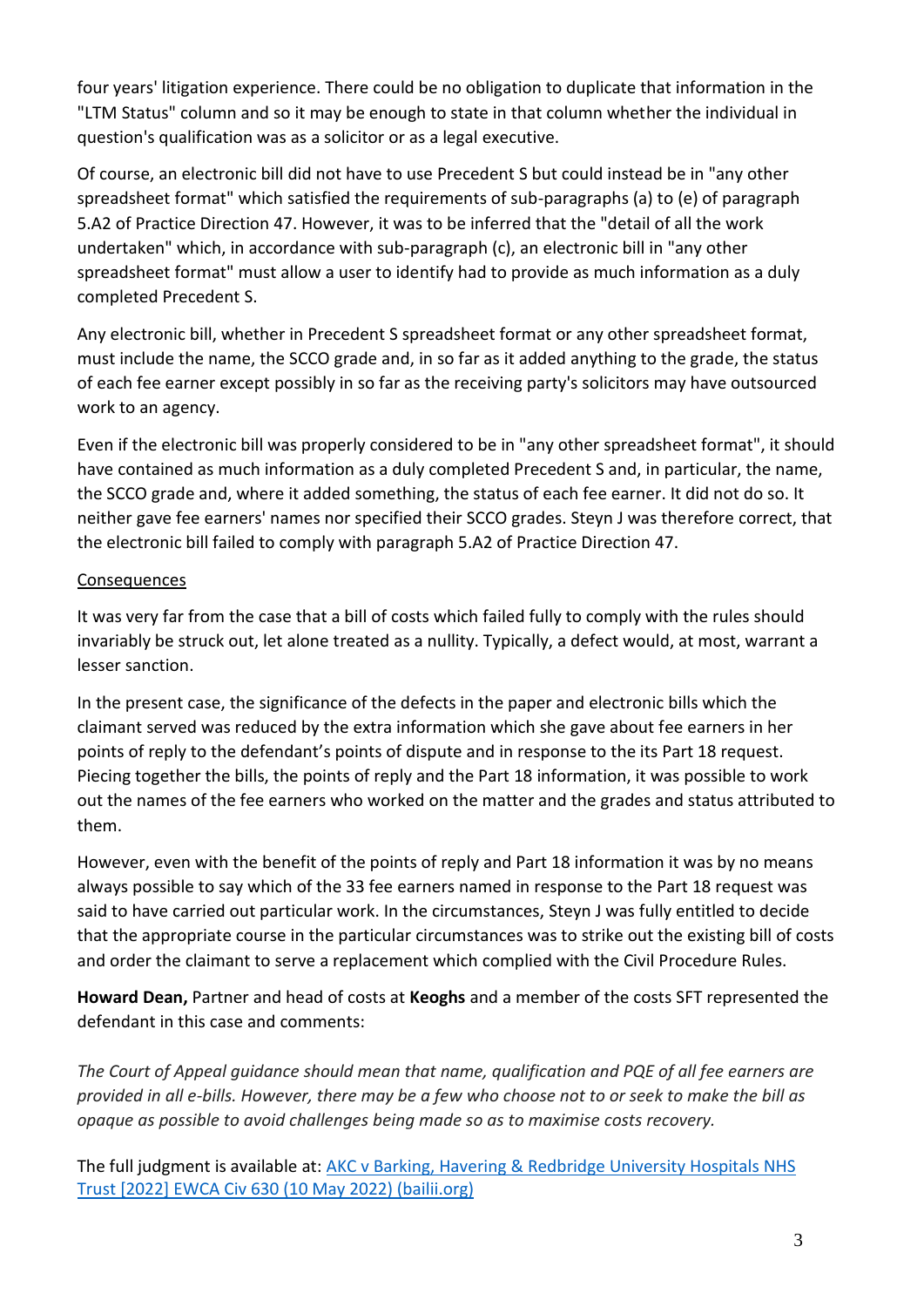four years' litigation experience. There could be no obligation to duplicate that information in the "LTM Status" column and so it may be enough to state in that column whether the individual in question's qualification was as a solicitor or as a legal executive.

Of course, an electronic bill did not have to use Precedent S but could instead be in "any other spreadsheet format" which satisfied the requirements of sub-paragraphs (a) to (e) of paragraph 5.A2 of Practice Direction 47. However, it was to be inferred that the "detail of all the work undertaken" which, in accordance with sub-paragraph (c), an electronic bill in "any other spreadsheet format" must allow a user to identify had to provide as much information as a duly completed Precedent S.

Any electronic bill, whether in Precedent S spreadsheet format or any other spreadsheet format, must include the name, the SCCO grade and, in so far as it added anything to the grade, the status of each fee earner except possibly in so far as the receiving party's solicitors may have outsourced work to an agency.

Even if the electronic bill was properly considered to be in "any other spreadsheet format", it should have contained as much information as a duly completed Precedent S and, in particular, the name, the SCCO grade and, where it added something, the status of each fee earner. It did not do so. It neither gave fee earners' names nor specified their SCCO grades. Steyn J was therefore correct, that the electronic bill failed to comply with paragraph 5.A2 of Practice Direction 47.

Consequences

It was very far from the case that a bill of costs which failed fully to comply with the rules should invariably be struck out, let alone treated as a nullity. Typically, a defect would, at most, warrant a lesser sanction.

In the present case, the significance of the defects in the paper and electronic bills which the claimant served was reduced by the extra information which she gave about fee earners in her points of reply to the defendant's points of dispute and in response to the its Part 18 request. Piecing together the bills, the points of reply and the Part 18 information, it was possible to work out the names of the fee earners who worked on the matter and the grades and status attributed to them.

However, even with the benefit of the points of reply and Part 18 information it was by no means always possible to say which of the 33 fee earners named in response to the Part 18 request was said to have carried out particular work. In the circumstances, Steyn J was fully entitled to decide that the appropriate course in the particular circumstances was to strike out the existing bill of costs and order the claimant to serve a replacement which complied with the Civil Procedure Rules.

**Howard Dean,** Partner and head of costs at **Keoghs** and a member of the costs SFT represented the defendant in this case and comments:

*The Court of Appeal guidance should mean that name, qualification and PQE of all fee earners are provided in all e-bills. However, there may be a few who choose not to or seek to make the bill as opaque as possible to avoid challenges being made so as to maximise costs recovery.*

The full judgment is available at: [AKC v Barking, Havering & Redbridge University Hospitals NHS Trust [2022] EWCA Civ 630 (10 May 2022) (bailii.org)]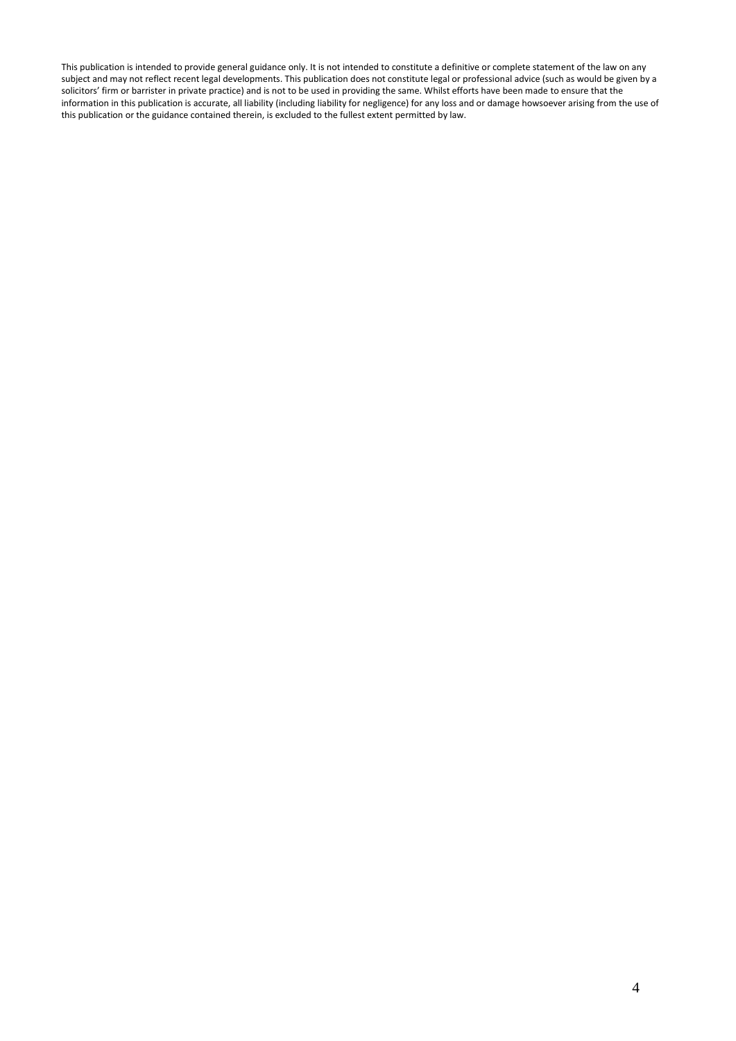This publication is intended to provide general guidance only. It is not intended to constitute a definitive or complete statement of the law on any subject and may not reflect recent legal developments. This publication does not constitute legal or professional advice (such as would be given by a solicitors' firm or barrister in private practice) and is not to be used in providing the same. Whilst efforts have been made to ensure that the information in this publication is accurate, all liability (including liability for negligence) for any loss and or damage howsoever arising from the use of this publication or the guidance contained therein, is excluded to the fullest extent permitted by law.